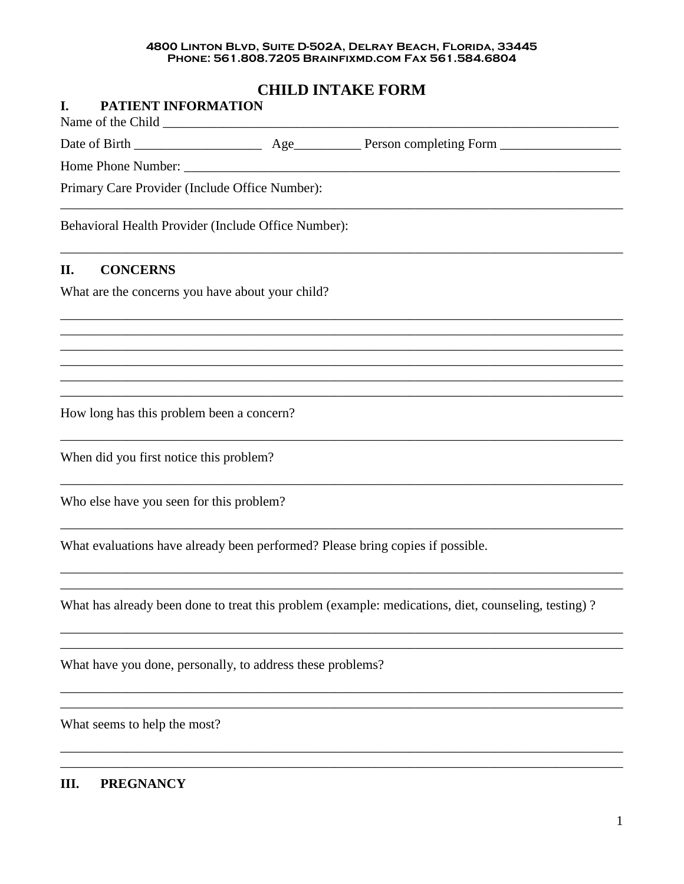4800 Linton Blvd, Suite D-502A, Delray Beach, Florida, 33445
Phone: 561.808.7205 Brainfixmd.com Fax 561.584.6804

# CHILD INTAKE FORM

## I. PATIENT INFORMATION

Name of the Child ______________________________________________________________________

Date of Birth ___________________ Age__________ Person completing Form __________________

Home Phone Number: ____________________________________________________________________

Primary Care Provider (Include Office Number):

_____________________________________________________________________________________

Behavioral Health Provider (Include Office Number):

_____________________________________________________________________________________

## II. CONCERNS

What are the concerns you have about your child?

_____________________________________________________________________________________
_____________________________________________________________________________________
_____________________________________________________________________________________
_____________________________________________________________________________________
_____________________________________________________________________________________
_____________________________________________________________________________________

How long has this problem been a concern?

_____________________________________________________________________________________

When did you first notice this problem?

_____________________________________________________________________________________

Who else have you seen for this problem?

_____________________________________________________________________________________

What evaluations have already been performed? Please bring copies if possible.

_____________________________________________________________________________________
_____________________________________________________________________________________

What has already been done to treat this problem (example: medications, diet, counseling, testing) ?

_____________________________________________________________________________________
_____________________________________________________________________________________

What have you done, personally, to address these problems?

_____________________________________________________________________________________
_____________________________________________________________________________________

What seems to help the most?

_____________________________________________________________________________________
_____________________________________________________________________________________

## III. PREGNANCY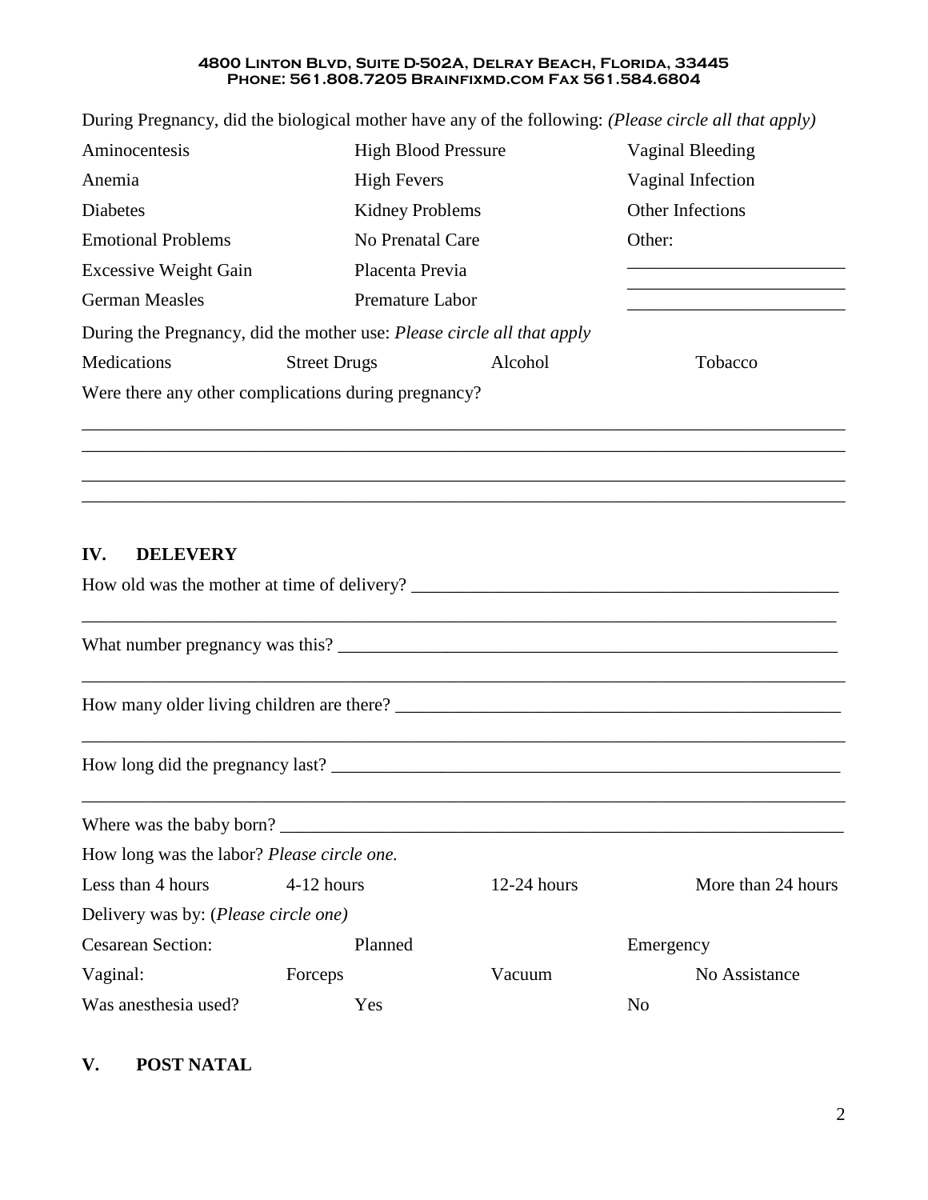During Pregnancy, did the biological mother have any of the following: *(Please circle all that apply)*

| | | |
|---|---|---|
| Aminocentesis | High Blood Pressure | Vaginal Bleeding |
| Anemia | High Fevers | Vaginal Infection |
| Diabetes | Kidney Problems | Other Infections |
| Emotional Problems | No Prenatal Care | Other: |
| Excessive Weight Gain | Placenta Previa | ________________________ |
| German Measles | Premature Labor | ________________________ |

During the Pregnancy, did the mother use: *Please circle all that apply*

| | | | |
|---|---|---|---|
| Medications | Street Drugs | Alcohol | Tobacco |

Were there any other complications during pregnancy?

____________________________________________________________________________________

____________________________________________________________________________________

____________________________________________________________________________________

____________________________________________________________________________________

## IV. DELEVERY

How old was the mother at time of delivery? ________________________________________________

____________________________________________________________________________________

What number pregnancy was this? ________________________________________________________

____________________________________________________________________________________

How many older living children are there? ___________________________________________________

____________________________________________________________________________________

How long did the pregnancy last? ________________________________________________________

____________________________________________________________________________________

Where was the baby born? _____________________________________________________________

How long was the labor? *Please circle one.*

| | | | |
|---|---|---|---|
| Less than 4 hours | 4-12 hours | 12-24 hours | More than 24 hours |

Delivery was by: (*Please circle one)*

| | | | |
|---|---|---|---|
| Cesarean Section: | Planned | | Emergency |
| Vaginal: | Forceps | Vacuum | No Assistance |
| Was anesthesia used? | Yes | | No |

## V. POST NATAL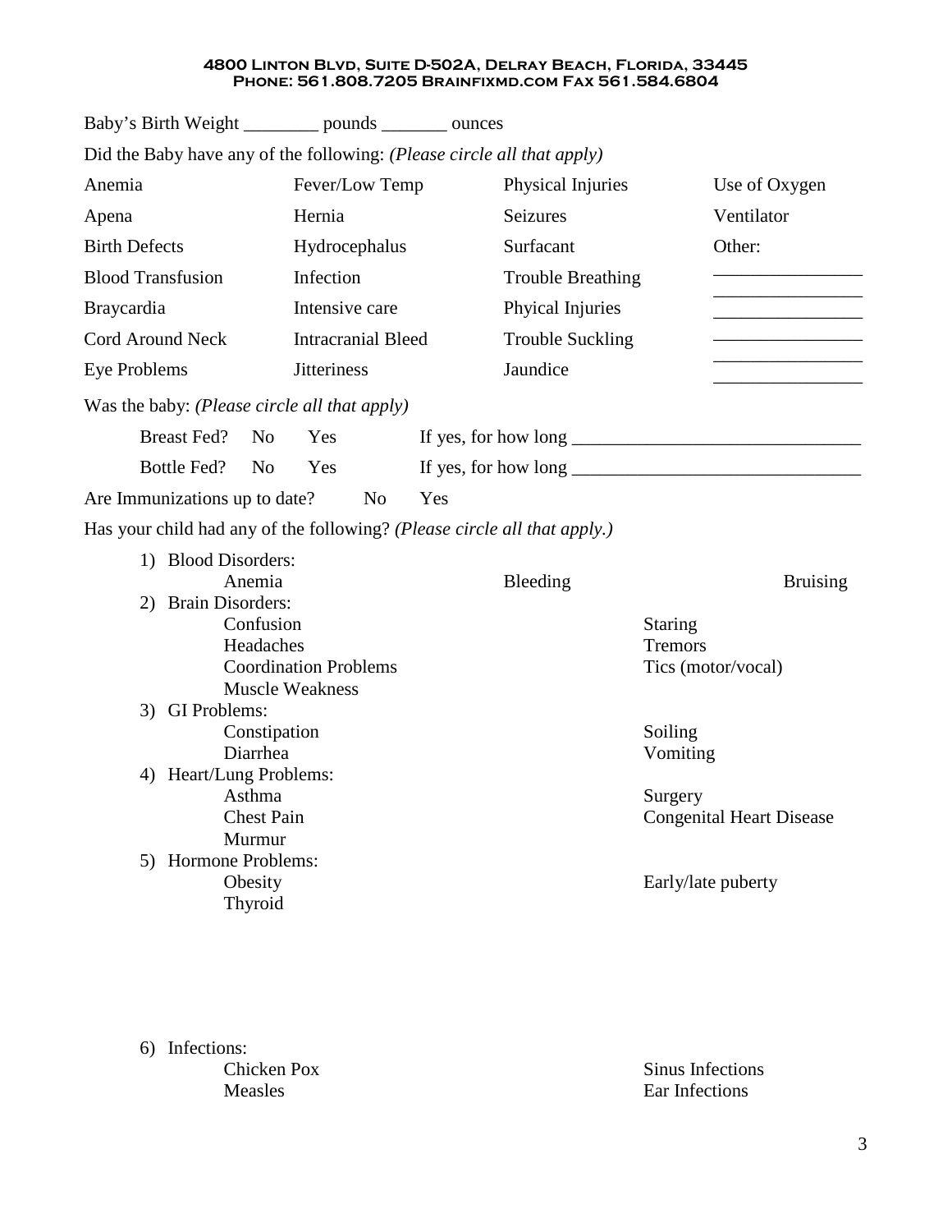Baby's Birth Weight ________ pounds _______ ounces

Did the Baby have any of the following: *(Please circle all that apply)*

| | | | |
|---|---|---|---|
| Anemia | Fever/Low Temp | Physical Injuries | Use of Oxygen |
| Apena | Hernia | Seizures | Ventilator |
| Birth Defects | Hydrocephalus | Surfacant | Other: |
| Blood Transfusion | Infection | Trouble Breathing | ________________ |
| Braycardia | Intensive care | Phyical Injuries | ________________ |
| Cord Around Neck | Intracranial Bleed | Trouble Suckling | ________________ |
| Eye Problems | Jitteriness | Jaundice | ________________ |

Was the baby: *(Please circle all that apply)*

Breast Fed? No Yes If yes, for how long ______________________________

Bottle Fed? No Yes If yes, for how long ______________________________

Are Immunizations up to date? No Yes

Has your child had any of the following? *(Please circle all that apply.)*

1) Blood Disorders:
   - Anemia
   - Bleeding
   - Bruising
2) Brain Disorders:
   - Confusion
   - Staring
   - Headaches
   - Tremors
   - Coordination Problems
   - Tics (motor/vocal)
   - Muscle Weakness
3) GI Problems:
   - Constipation
   - Soiling
   - Diarrhea
   - Vomiting
4) Heart/Lung Problems:
   - Asthma
   - Surgery
   - Chest Pain
   - Congenital Heart Disease
   - Murmur
5) Hormone Problems:
   - Obesity
   - Early/late puberty
   - Thyroid
6) Infections:
   - Chicken Pox
   - Sinus Infections
   - Measles
   - Ear Infections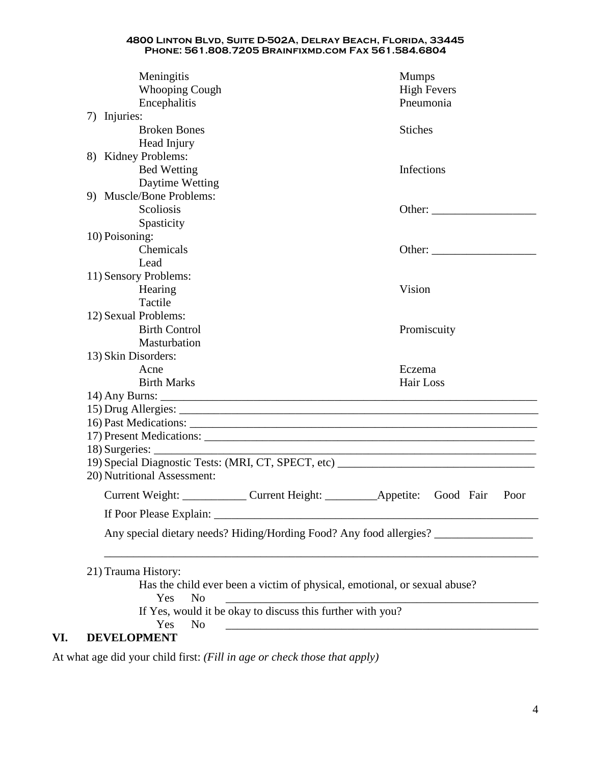Meningitis | Mumps
Whooping Cough | High Fevers
Encephalitis | Pneumonia

7) Injuries:
   - Broken Bones
   - Stiches
   - Head Injury

8) Kidney Problems:
   - Bed Wetting
   - Infections
   - Daytime Wetting

9) Muscle/Bone Problems:
   - Scoliosis
   - Other: __________________
   - Spasticity

10) Poisoning:
   - Chemicals
   - Other: __________________
   - Lead

11) Sensory Problems:
   - Hearing
   - Vision
   - Tactile

12) Sexual Problems:
   - Birth Control
   - Promiscuity
   - Masturbation

13) Skin Disorders:
   - Acne
   - Eczema
   - Birth Marks
   - Hair Loss

14) Any Burns: ____________________________________________________________________

15) Drug Allergies: _________________________________________________________________

16) Past Medications: _______________________________________________________________

17) Present Medications: _____________________________________________________________

18) Surgeries: ______________________________________________________________________

19) Special Diagnostic Tests: (MRI, CT, SPECT, etc) __________________________________

20) Nutritional Assessment:

Current Weight: ___________ Current Height: _________Appetite: Good Fair Poor

If Poor Please Explain: ____________________________________________________________

Any special dietary needs? Hiding/Hording Food? Any food allergies? _________________

_______________________________________________________________________________

21) Trauma History:

Has the child ever been a victim of physical, emotional, or sexual abuse?

Yes No ______________________________________________________________

If Yes, would it be okay to discuss this further with you?

Yes No ______________________________________________________________

## VI. DEVELOPMENT

At what age did your child first: *(Fill in age or check those that apply)*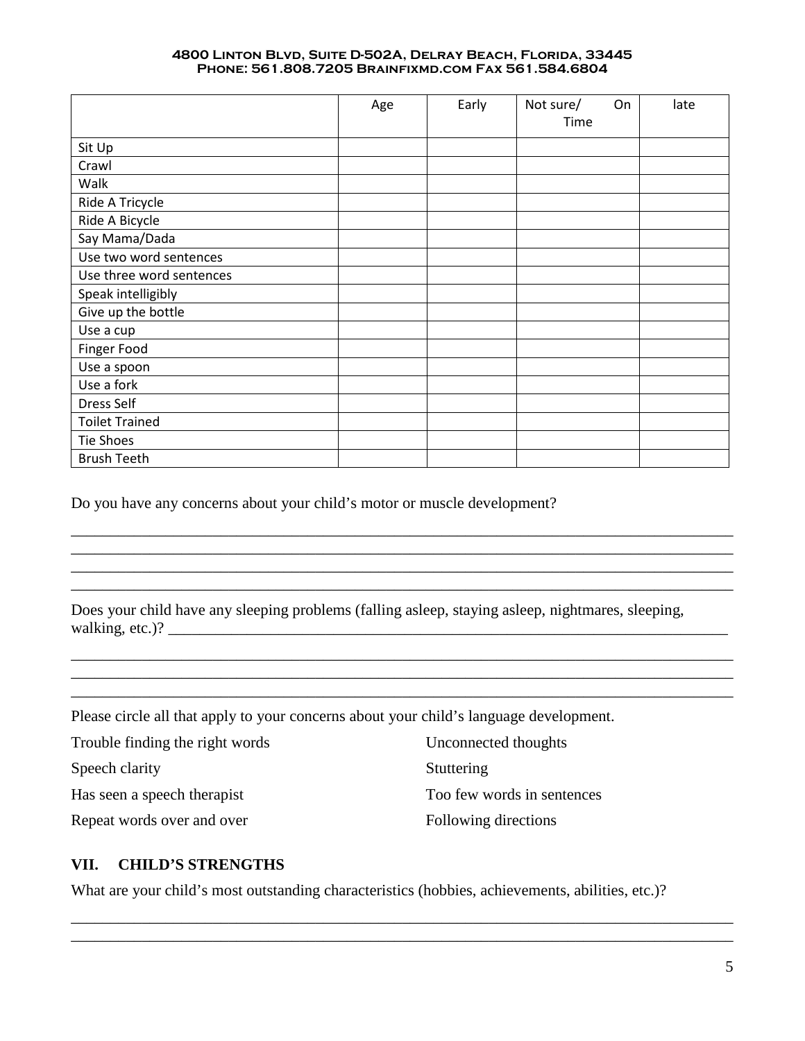| | Age | Early | Not sure/ On Time | late |
|---|---|---|---|---|
| Sit Up | | | | |
| Crawl | | | | |
| Walk | | | | |
| Ride A Tricycle | | | | |
| Ride A Bicycle | | | | |
| Say Mama/Dada | | | | |
| Use two word sentences | | | | |
| Use three word sentences | | | | |
| Speak intelligibly | | | | |
| Give up the bottle | | | | |
| Use a cup | | | | |
| Finger Food | | | | |
| Use a spoon | | | | |
| Use a fork | | | | |
| Dress Self | | | | |
| Toilet Trained | | | | |
| Tie Shoes | | | | |
| Brush Teeth | | | | |

Do you have any concerns about your child's motor or muscle development?

______________________________________________________________________________
______________________________________________________________________________
______________________________________________________________________________
______________________________________________________________________________

Does your child have any sleeping problems (falling asleep, staying asleep, nightmares, sleeping, walking, etc.)? ______________________________________________________________________________

______________________________________________________________________________
______________________________________________________________________________
______________________________________________________________________________

Please circle all that apply to your concerns about your child's language development.

Trouble finding the right words          Unconnected thoughts

Speech clarity          Stuttering

Has seen a speech therapist          Too few words in sentences

Repeat words over and over          Following directions

## VII. CHILD'S STRENGTHS

What are your child's most outstanding characteristics (hobbies, achievements, abilities, etc.)?

______________________________________________________________________________
______________________________________________________________________________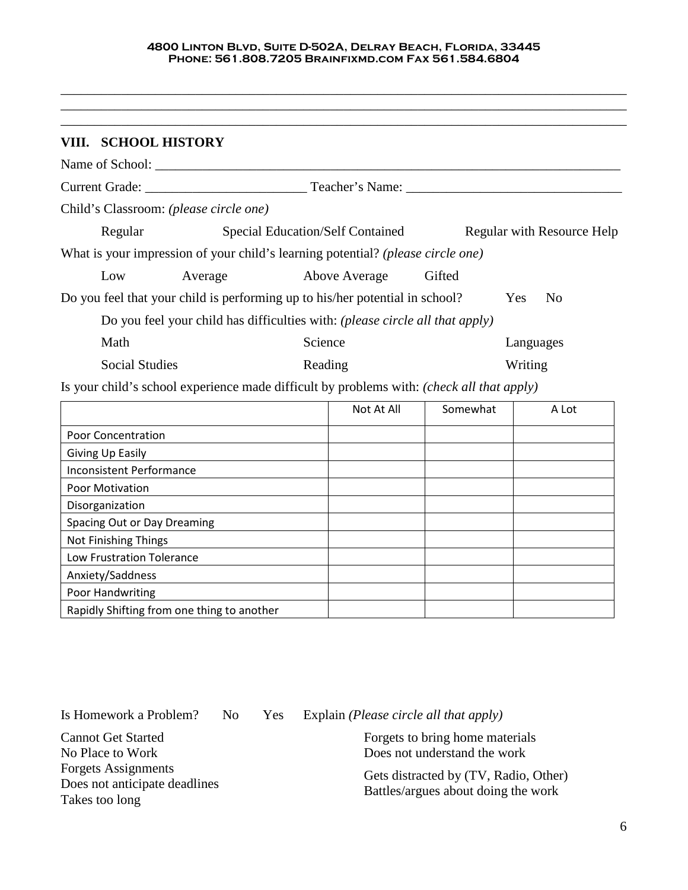____________________________________________________________________________

____________________________________________________________________________

____________________________________________________________________________

## VIII. SCHOOL HISTORY

Name of School: ____________________________________________________________________

Current Grade: ______________________ Teacher's Name: ______________________________

Child's Classroom: *(please circle one)*

Regular Special Education/Self Contained Regular with Resource Help

What is your impression of your child's learning potential? *(please circle one)*

Low Average Above Average Gifted

Do you feel that your child is performing up to his/her potential in school? Yes No

Do you feel your child has difficulties with: *(please circle all that apply)*

Math Science Languages

Social Studies Reading Writing

Is your child's school experience made difficult by problems with: *(check all that apply)*

| | Not At All | Somewhat | A Lot |
|---|---|---|---|
| Poor Concentration | | | |
| Giving Up Easily | | | |
| Inconsistent Performance | | | |
| Poor Motivation | | | |
| Disorganization | | | |
| Spacing Out or Day Dreaming | | | |
| Not Finishing Things | | | |
| Low Frustration Tolerance | | | |
| Anxiety/Saddness | | | |
| Poor Handwriting | | | |
| Rapidly Shifting from one thing to another | | | |

Is Homework a Problem? No Yes Explain *(Please circle all that apply)*

Cannot Get Started
No Place to Work
Forgets Assignments
Does not anticipate deadlines
Takes too long
Forgets to bring home materials
Does not understand the work
Gets distracted by (TV, Radio, Other)
Battles/argues about doing the work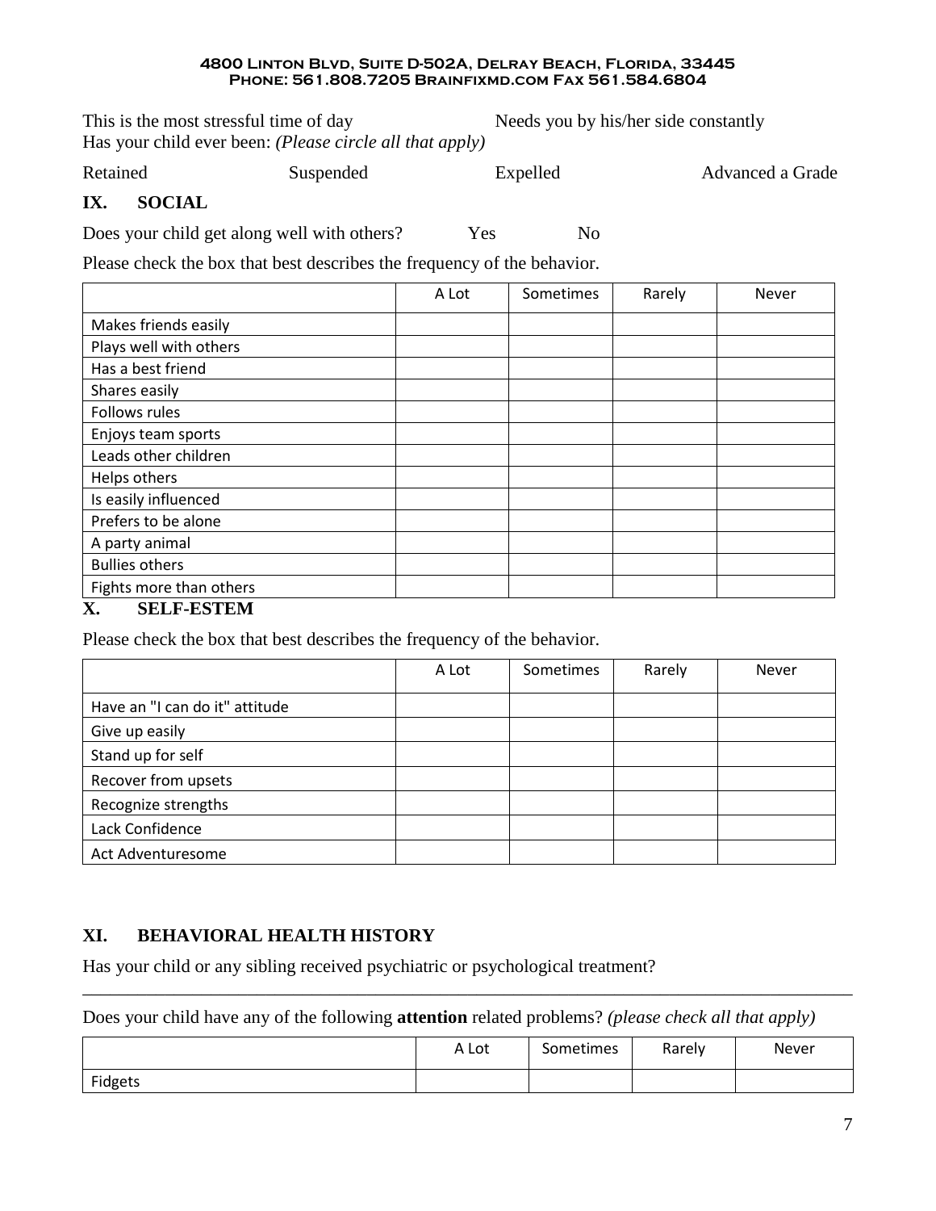This is the most stressful time of day		Needs you by his/her side constantly

Has your child ever been: *(Please circle all that apply)*

Retained		Suspended		Expelled		Advanced a Grade

## IX. SOCIAL

Does your child get along well with others?		Yes		No

Please check the box that best describes the frequency of the behavior.

| | A Lot | Sometimes | Rarely | Never |
|---|---|---|---|---|
| Makes friends easily | | | | |
| Plays well with others | | | | |
| Has a best friend | | | | |
| Shares easily | | | | |
| Follows rules | | | | |
| Enjoys team sports | | | | |
| Leads other children | | | | |
| Helps others | | | | |
| Is easily influenced | | | | |
| Prefers to be alone | | | | |
| A party animal | | | | |
| Bullies others | | | | |
| Fights more than others | | | | |

## X. SELF-ESTEM

Please check the box that best describes the frequency of the behavior.

| | A Lot | Sometimes | Rarely | Never |
|---|---|---|---|---|
| Have an "I can do it" attitude | | | | |
| Give up easily | | | | |
| Stand up for self | | | | |
| Recover from upsets | | | | |
| Recognize strengths | | | | |
| Lack Confidence | | | | |
| Act Adventuresome | | | | |

## XI. BEHAVIORAL HEALTH HISTORY

Has your child or any sibling received psychiatric or psychological treatment?

___________________________________________________________________________

Does your child have any of the following **attention** related problems? *(please check all that apply)*

| | A Lot | Sometimes | Rarely | Never |
|---|---|---|---|---|
| Fidgets | | | | |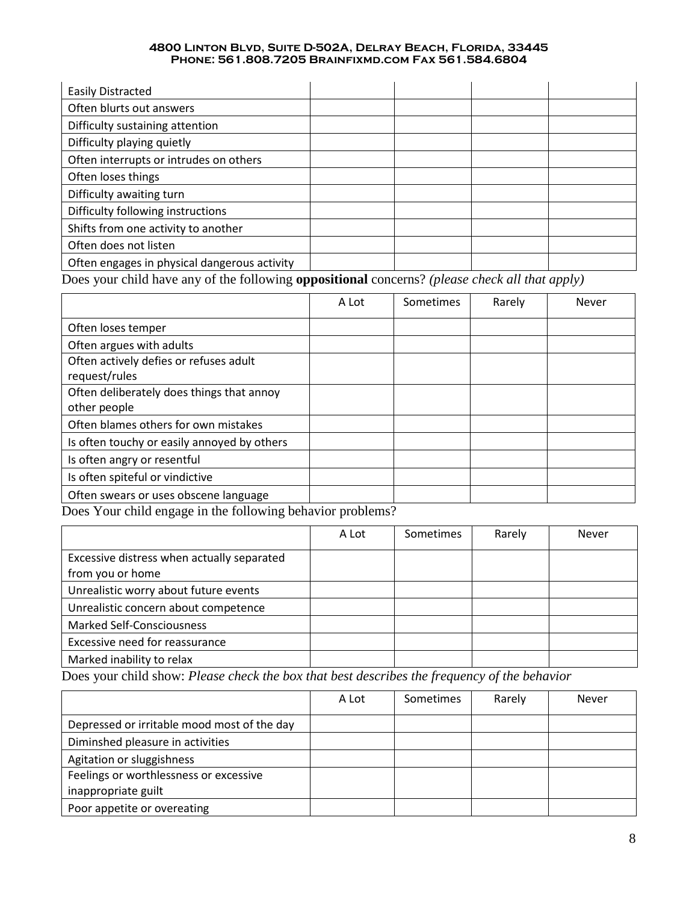| | | | | |
|---|---|---|---|---|
| Easily Distracted | | | | |
| Often blurts out answers | | | | |
| Difficulty sustaining attention | | | | |
| Difficulty playing quietly | | | | |
| Often interrupts or intrudes on others | | | | |
| Often loses things | | | | |
| Difficulty awaiting turn | | | | |
| Difficulty following instructions | | | | |
| Shifts from one activity to another | | | | |
| Often does not listen | | | | |
| Often engages in physical dangerous activity | | | | |

Does your child have any of the following **oppositional** concerns? *(please check all that apply)*

| | A Lot | Sometimes | Rarely | Never |
|---|---|---|---|---|
| Often loses temper | | | | |
| Often argues with adults | | | | |
| Often actively defies or refuses adult request/rules | | | | |
| Often deliberately does things that annoy other people | | | | |
| Often blames others for own mistakes | | | | |
| Is often touchy or easily annoyed by others | | | | |
| Is often angry or resentful | | | | |
| Is often spiteful or vindictive | | | | |
| Often swears or uses obscene language | | | | |

Does Your child engage in the following behavior problems?

| | A Lot | Sometimes | Rarely | Never |
|---|---|---|---|---|
| Excessive distress when actually separated from you or home | | | | |
| Unrealistic worry about future events | | | | |
| Unrealistic concern about competence | | | | |
| Marked Self-Consciousness | | | | |
| Excessive need for reassurance | | | | |
| Marked inability to relax | | | | |

Does your child show: *Please check the box that best describes the frequency of the behavior*

| | A Lot | Sometimes | Rarely | Never |
|---|---|---|---|---|
| Depressed or irritable mood most of the day | | | | |
| Diminshed pleasure in activities | | | | |
| Agitation or sluggishness | | | | |
| Feelings or worthlessness or excessive inappropriate guilt | | | | |
| Poor appetite or overeating | | | | |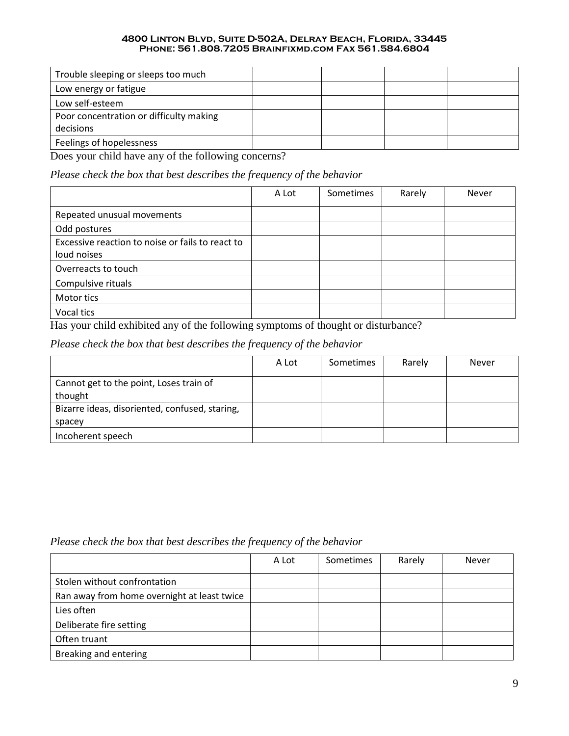| | | | | |
|---|---|---|---|---|
| Trouble sleeping or sleeps too much | | | | |
| Low energy or fatigue | | | | |
| Low self-esteem | | | | |
| Poor concentration or difficulty making decisions | | | | |
| Feelings of hopelessness | | | | |

Does your child have any of the following concerns?

*Please check the box that best describes the frequency of the behavior*

| | A Lot | Sometimes | Rarely | Never |
|---|---|---|---|---|
| Repeated unusual movements | | | | |
| Odd postures | | | | |
| Excessive reaction to noise or fails to react to loud noises | | | | |
| Overreacts to touch | | | | |
| Compulsive rituals | | | | |
| Motor tics | | | | |
| Vocal tics | | | | |

Has your child exhibited any of the following symptoms of thought or disturbance?

*Please check the box that best describes the frequency of the behavior*

| | A Lot | Sometimes | Rarely | Never |
|---|---|---|---|---|
| Cannot get to the point, Loses train of thought | | | | |
| Bizarre ideas, disoriented, confused, staring, spacey | | | | |
| Incoherent speech | | | | |

*Please check the box that best describes the frequency of the behavior*

| | A Lot | Sometimes | Rarely | Never |
|---|---|---|---|---|
| Stolen without confrontation | | | | |
| Ran away from home overnight at least twice | | | | |
| Lies often | | | | |
| Deliberate fire setting | | | | |
| Often truant | | | | |
| Breaking and entering | | | | |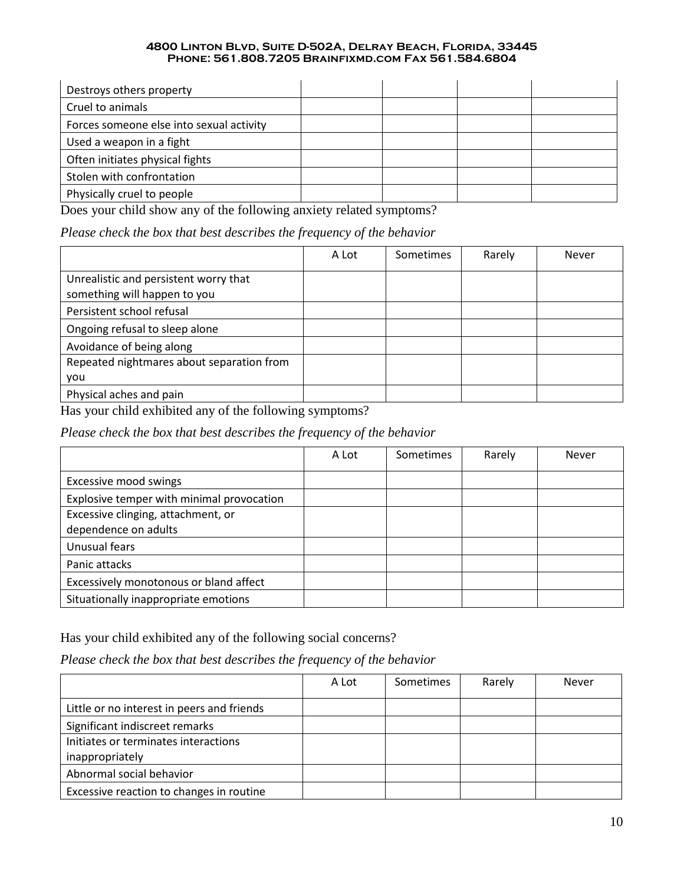| | | | | |
|---|---|---|---|---|
| Destroys others property | | | | |
| Cruel to animals | | | | |
| Forces someone else into sexual activity | | | | |
| Used a weapon in a fight | | | | |
| Often initiates physical fights | | | | |
| Stolen with confrontation | | | | |
| Physically cruel to people | | | | |

Does your child show any of the following anxiety related symptoms?

*Please check the box that best describes the frequency of the behavior*

| | A Lot | Sometimes | Rarely | Never |
|---|---|---|---|---|
| Unrealistic and persistent worry that something will happen to you | | | | |
| Persistent school refusal | | | | |
| Ongoing refusal to sleep alone | | | | |
| Avoidance of being along | | | | |
| Repeated nightmares about separation from you | | | | |
| Physical aches and pain | | | | |

Has your child exhibited any of the following symptoms?

*Please check the box that best describes the frequency of the behavior*

| | A Lot | Sometimes | Rarely | Never |
|---|---|---|---|---|
| Excessive mood swings | | | | |
| Explosive temper with minimal provocation | | | | |
| Excessive clinging, attachment, or dependence on adults | | | | |
| Unusual fears | | | | |
| Panic attacks | | | | |
| Excessively monotonous or bland affect | | | | |
| Situationally inappropriate emotions | | | | |

Has your child exhibited any of the following social concerns?

*Please check the box that best describes the frequency of the behavior*

| | A Lot | Sometimes | Rarely | Never |
|---|---|---|---|---|
| Little or no interest in peers and friends | | | | |
| Significant indiscreet remarks | | | | |
| Initiates or terminates interactions inappropriately | | | | |
| Abnormal social behavior | | | | |
| Excessive reaction to changes in routine | | | | |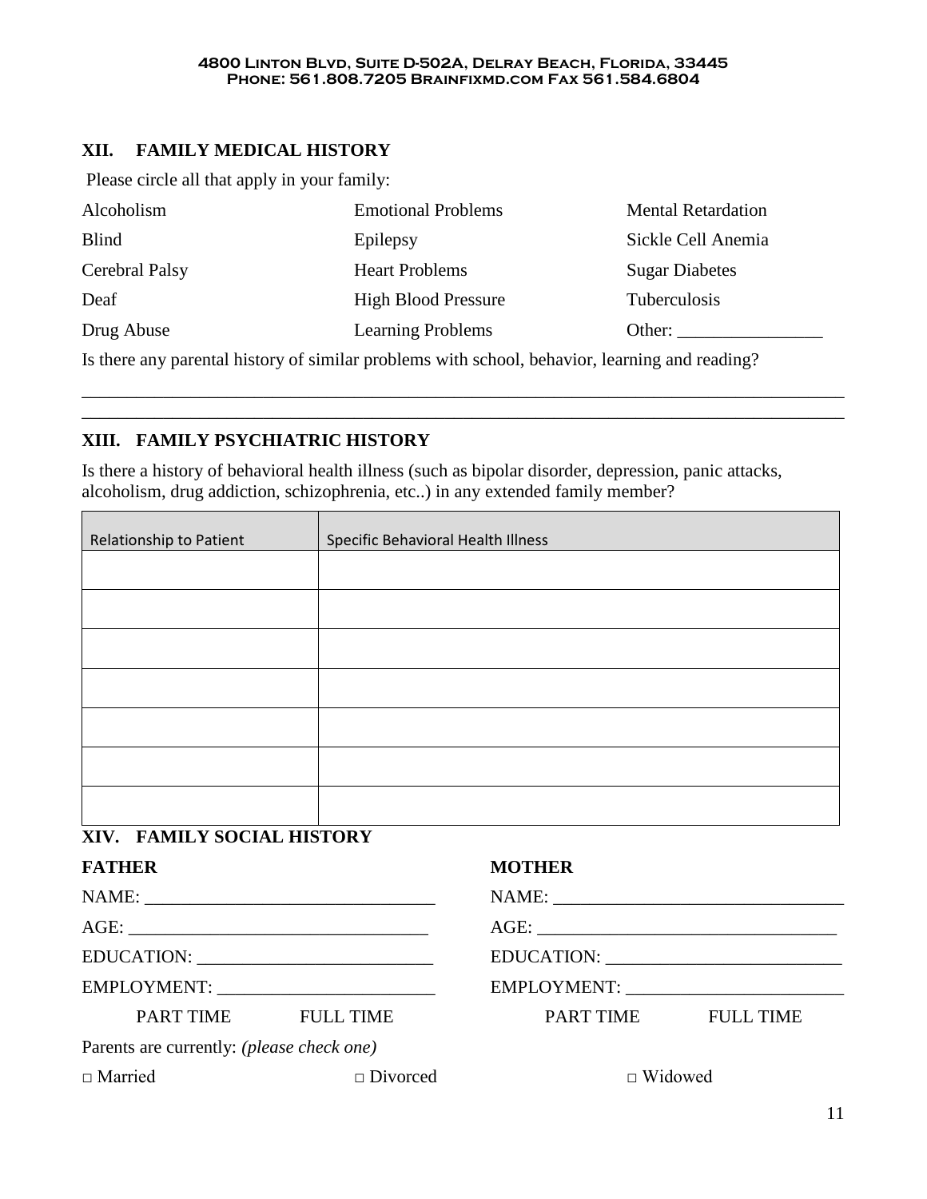## XII. FAMILY MEDICAL HISTORY

Please circle all that apply in your family:

| | | |
|---|---|---|
| Alcoholism | Emotional Problems | Mental Retardation |
| Blind | Epilepsy | Sickle Cell Anemia |
| Cerebral Palsy | Heart Problems | Sugar Diabetes |
| Deaf | High Blood Pressure | Tuberculosis |
| Drug Abuse | Learning Problems | Other: ________________ |

Is there any parental history of similar problems with school, behavior, learning and reading?

_______________________________________________________________________________________

_______________________________________________________________________________________

## XIII. FAMILY PSYCHIATRIC HISTORY

Is there a history of behavioral health illness (such as bipolar disorder, depression, panic attacks, alcoholism, drug addiction, schizophrenia, etc..) in any extended family member?

| Relationship to Patient | Specific Behavioral Health Illness |
|---|---|
| | |
| | |
| | |
| | |
| | |
| | |
| | |

## XIV. FAMILY SOCIAL HISTORY

**FATHER**

NAME: _______________________________

AGE: _________________________________

EDUCATION: __________________________

EMPLOYMENT: ________________________

PART TIME FULL TIME

**MOTHER**

NAME: _______________________________

AGE: _________________________________

EDUCATION: __________________________

EMPLOYMENT: ________________________

PART TIME FULL TIME

Parents are currently: *(please check one)*

□ Married □ Divorced □ Widowed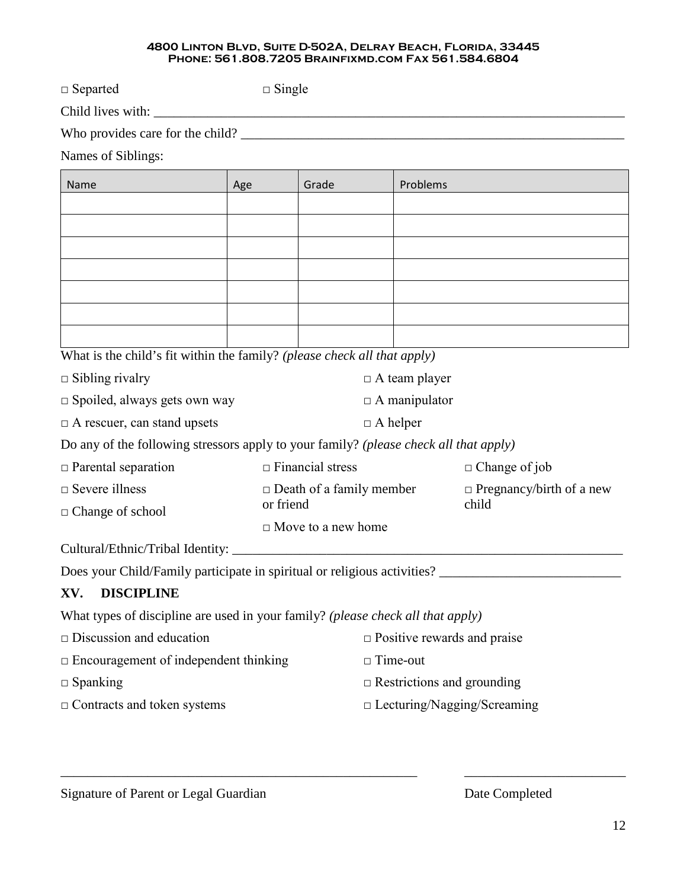□ Separted □ Single

Child lives with: ___________________________________________________________________________

Who provides care for the child? ___________________________________________________________

Names of Siblings:

| Name | Age | Grade | Problems |
|---|---|---|---|
| | | | |
| | | | |
| | | | |
| | | | |
| | | | |
| | | | |
| | | | |

What is the child's fit within the family? *(please check all that apply)*

□ Sibling rivalry
□ A team player
□ Spoiled, always gets own way
□ A manipulator
□ A rescuer, can stand upsets
□ A helper

Do any of the following stressors apply to your family? *(please check all that apply)*

□ Parental separation
□ Financial stress
□ Change of job
□ Severe illness
□ Death of a family member or friend
□ Pregnancy/birth of a new child
□ Change of school
□ Move to a new home

Cultural/Ethnic/Tribal Identity: ___________________________________________________________

Does your Child/Family participate in spiritual or religious activities? ___________________________

## XV. DISCIPLINE

What types of discipline are used in your family? *(please check all that apply)*

□ Discussion and education
□ Positive rewards and praise
□ Encouragement of independent thinking
□ Time-out
□ Spanking
□ Restrictions and grounding
□ Contracts and token systems
□ Lecturing/Nagging/Screaming

_______________________________________________________ ________________________

Signature of Parent or Legal Guardian Date Completed